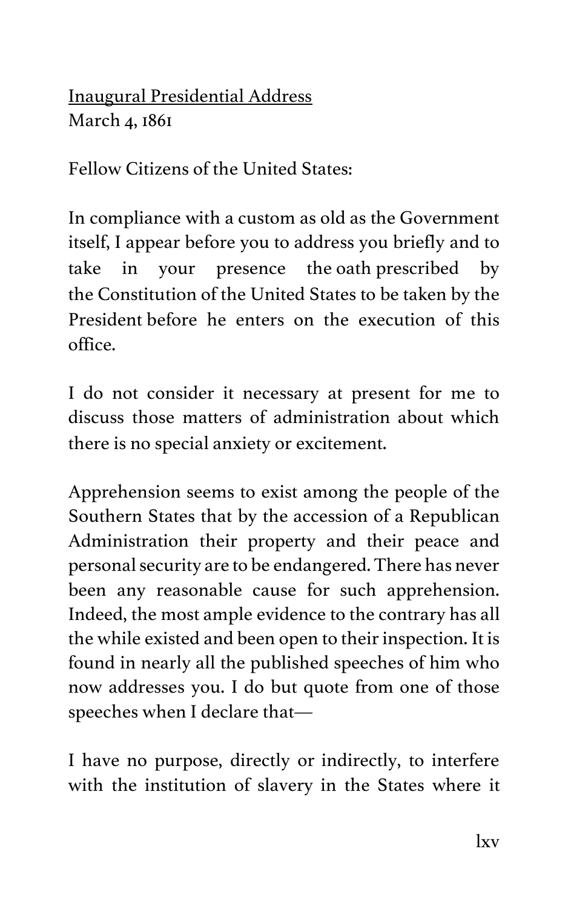Inaugural Presidential Address
March 4, 1861

Fellow Citizens of the United States:

In compliance with a custom as old as the Government itself, I appear before you to address you briefly and to take in your presence the oath prescribed by the Constitution of the United States to be taken by the President before he enters on the execution of this office.

I do not consider it necessary at present for me to discuss those matters of administration about which there is no special anxiety or excitement.

Apprehension seems to exist among the people of the Southern States that by the accession of a Republican Administration their property and their peace and personal security are to be endangered. There has never been any reasonable cause for such apprehension. Indeed, the most ample evidence to the contrary has all the while existed and been open to their inspection. It is found in nearly all the published speeches of him who now addresses you. I do but quote from one of those speeches when I declare that—

I have no purpose, directly or indirectly, to interfere with the institution of slavery in the States where it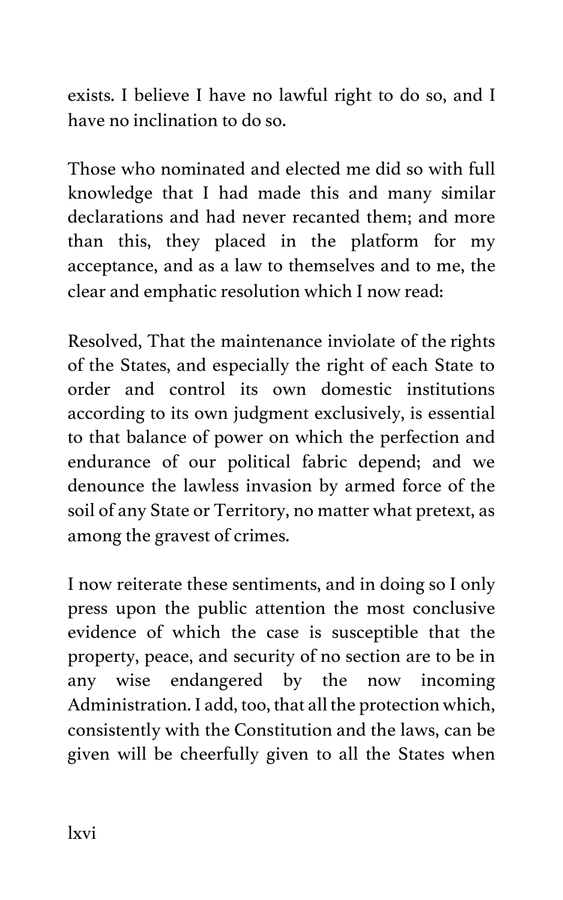exists. I believe I have no lawful right to do so, and I have no inclination to do so.

Those who nominated and elected me did so with full knowledge that I had made this and many similar declarations and had never recanted them; and more than this, they placed in the platform for my acceptance, and as a law to themselves and to me, the clear and emphatic resolution which I now read:

Resolved, That the maintenance inviolate of the rights of the States, and especially the right of each State to order and control its own domestic institutions according to its own judgment exclusively, is essential to that balance of power on which the perfection and endurance of our political fabric depend; and we denounce the lawless invasion by armed force of the soil of any State or Territory, no matter what pretext, as among the gravest of crimes.

I now reiterate these sentiments, and in doing so I only press upon the public attention the most conclusive evidence of which the case is susceptible that the property, peace, and security of no section are to be in any wise endangered by the now incoming Administration. I add, too, that all the protection which, consistently with the Constitution and the laws, can be given will be cheerfully given to all the States when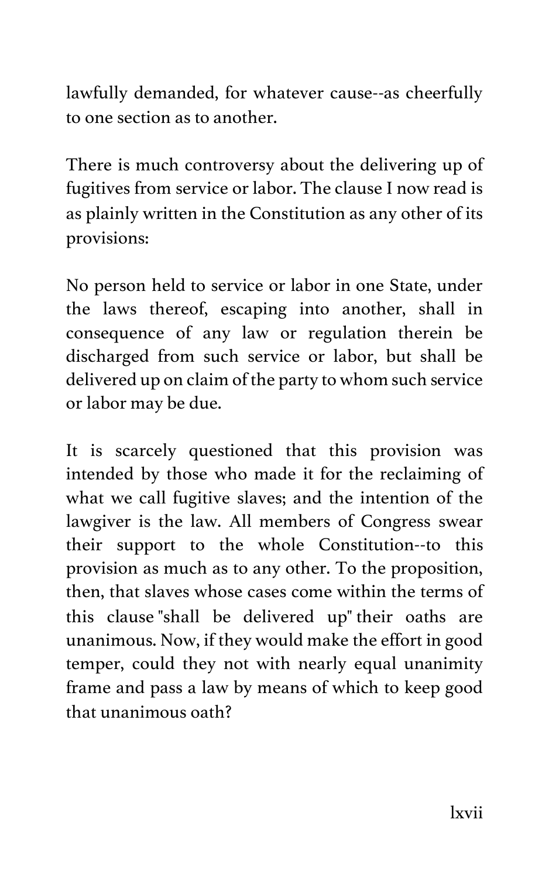lawfully demanded, for whatever cause--as cheerfully to one section as to another.

There is much controversy about the delivering up of fugitives from service or labor. The clause I now read is as plainly written in the Constitution as any other of its provisions:

No person held to service or labor in one State, under the laws thereof, escaping into another, shall in consequence of any law or regulation therein be discharged from such service or labor, but shall be delivered up on claim of the party to whom such service or labor may be due.

It is scarcely questioned that this provision was intended by those who made it for the reclaiming of what we call fugitive slaves; and the intention of the lawgiver is the law. All members of Congress swear their support to the whole Constitution--to this provision as much as to any other. To the proposition, then, that slaves whose cases come within the terms of this clause "shall be delivered up" their oaths are unanimous. Now, if they would make the effort in good temper, could they not with nearly equal unanimity frame and pass a law by means of which to keep good that unanimous oath?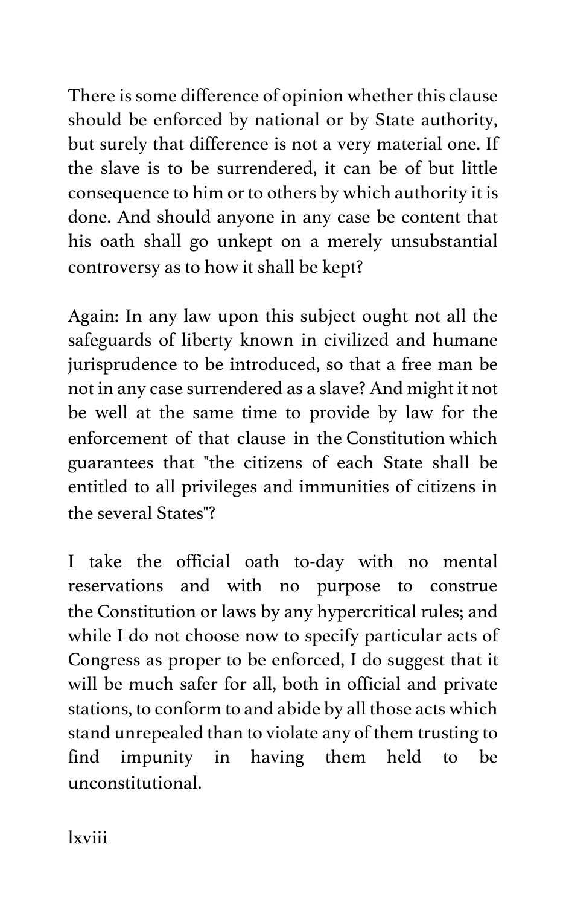There is some difference of opinion whether this clause should be enforced by national or by State authority, but surely that difference is not a very material one. If the slave is to be surrendered, it can be of but little consequence to him or to others by which authority it is done. And should anyone in any case be content that his oath shall go unkept on a merely unsubstantial controversy as to how it shall be kept?

Again: In any law upon this subject ought not all the safeguards of liberty known in civilized and humane jurisprudence to be introduced, so that a free man be not in any case surrendered as a slave? And might it not be well at the same time to provide by law for the enforcement of that clause in the Constitution which guarantees that "the citizens of each State shall be entitled to all privileges and immunities of citizens in the several States"?

I take the official oath to-day with no mental reservations and with no purpose to construe the Constitution or laws by any hypercritical rules; and while I do not choose now to specify particular acts of Congress as proper to be enforced, I do suggest that it will be much safer for all, both in official and private stations, to conform to and abide by all those acts which stand unrepealed than to violate any of them trusting to find impunity in having them held to be unconstitutional.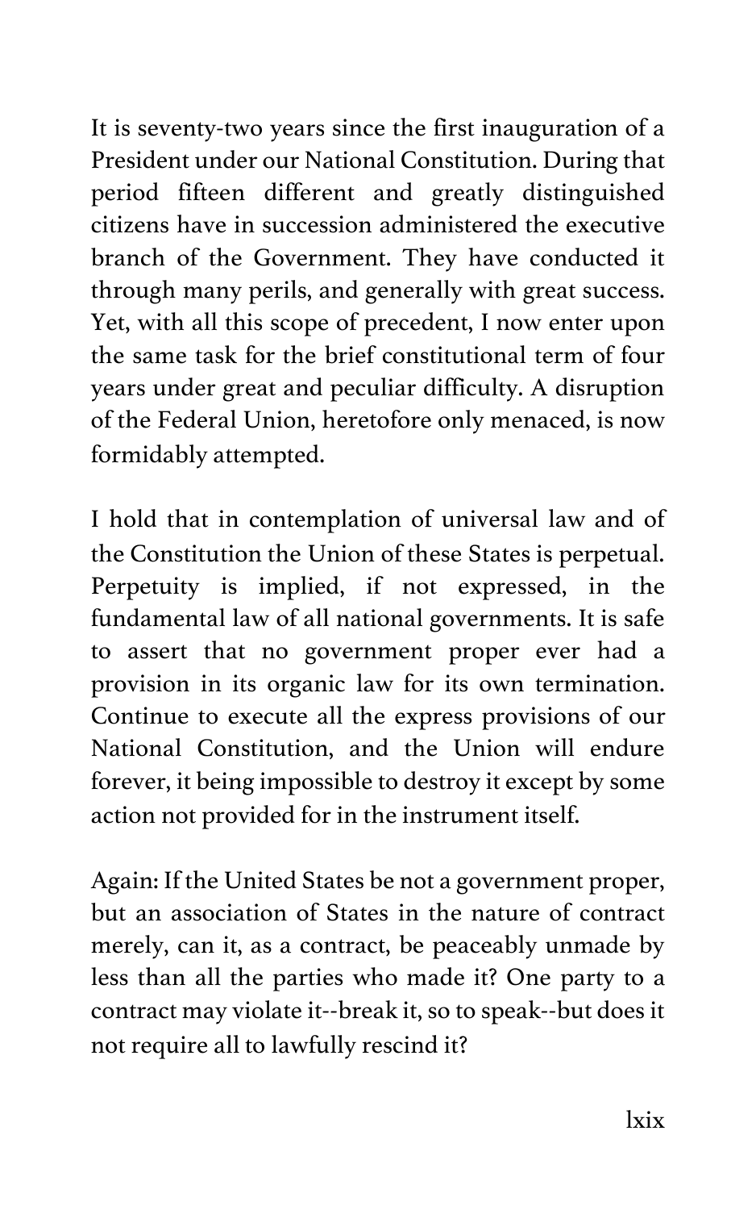It is seventy-two years since the first inauguration of a President under our National Constitution. During that period fifteen different and greatly distinguished citizens have in succession administered the executive branch of the Government. They have conducted it through many perils, and generally with great success. Yet, with all this scope of precedent, I now enter upon the same task for the brief constitutional term of four years under great and peculiar difficulty. A disruption of the Federal Union, heretofore only menaced, is now formidably attempted.

I hold that in contemplation of universal law and of the Constitution the Union of these States is perpetual. Perpetuity is implied, if not expressed, in the fundamental law of all national governments. It is safe to assert that no government proper ever had a provision in its organic law for its own termination. Continue to execute all the express provisions of our National Constitution, and the Union will endure forever, it being impossible to destroy it except by some action not provided for in the instrument itself.

Again: If the United States be not a government proper, but an association of States in the nature of contract merely, can it, as a contract, be peaceably unmade by less than all the parties who made it? One party to a contract may violate it--break it, so to speak--but does it not require all to lawfully rescind it?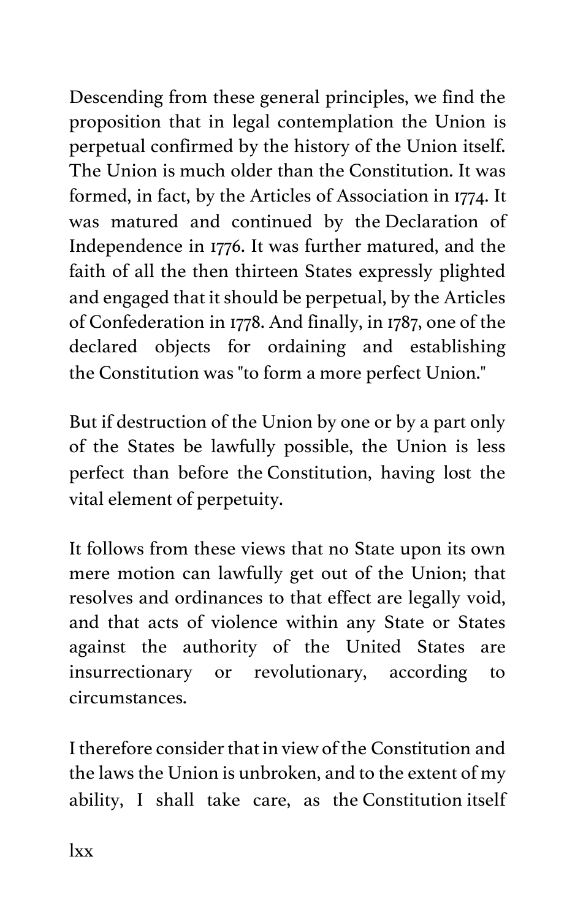Descending from these general principles, we find the proposition that in legal contemplation the Union is perpetual confirmed by the history of the Union itself. The Union is much older than the Constitution. It was formed, in fact, by the Articles of Association in 1774. It was matured and continued by the Declaration of Independence in 1776. It was further matured, and the faith of all the then thirteen States expressly plighted and engaged that it should be perpetual, by the Articles of Confederation in 1778. And finally, in 1787, one of the declared objects for ordaining and establishing the Constitution was "to form a more perfect Union."

But if destruction of the Union by one or by a part only of the States be lawfully possible, the Union is less perfect than before the Constitution, having lost the vital element of perpetuity.

It follows from these views that no State upon its own mere motion can lawfully get out of the Union; that resolves and ordinances to that effect are legally void, and that acts of violence within any State or States against the authority of the United States are insurrectionary or revolutionary, according to circumstances.

I therefore consider that in view of the Constitution and the laws the Union is unbroken, and to the extent of my ability, I shall take care, as the Constitution itself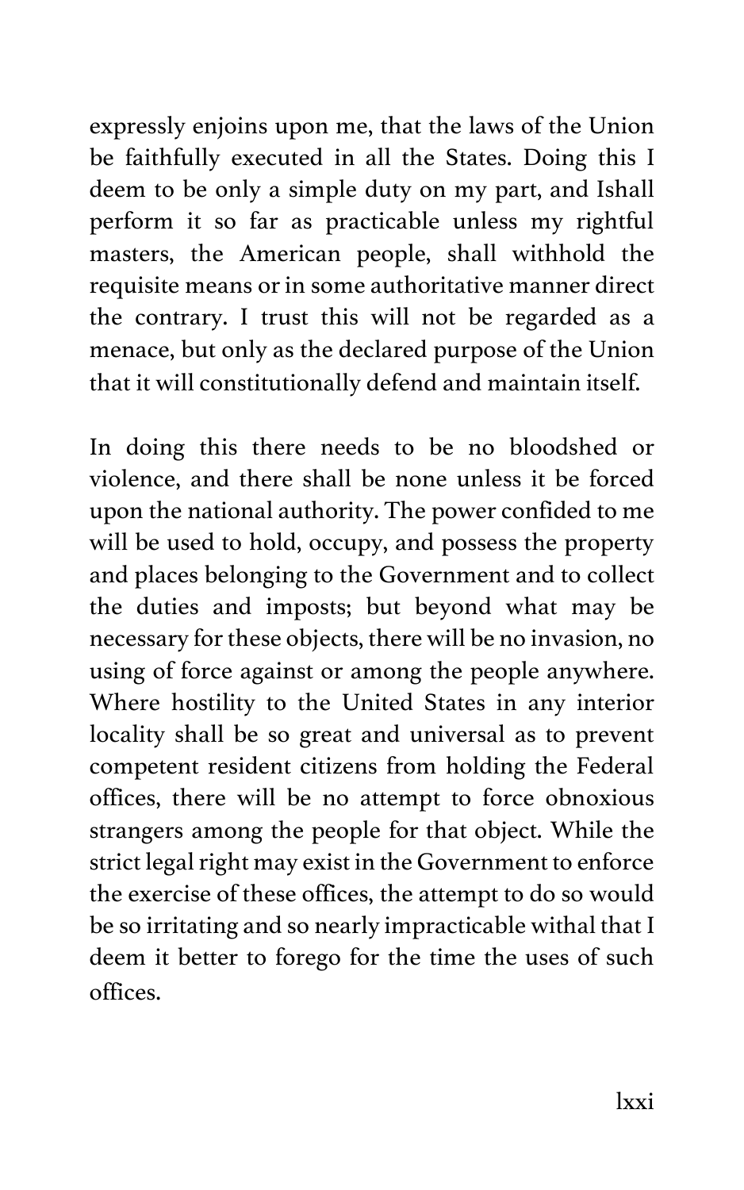expressly enjoins upon me, that the laws of the Union be faithfully executed in all the States. Doing this I deem to be only a simple duty on my part, and Ishall perform it so far as practicable unless my rightful masters, the American people, shall withhold the requisite means or in some authoritative manner direct the contrary. I trust this will not be regarded as a menace, but only as the declared purpose of the Union that it will constitutionally defend and maintain itself.

In doing this there needs to be no bloodshed or violence, and there shall be none unless it be forced upon the national authority. The power confided to me will be used to hold, occupy, and possess the property and places belonging to the Government and to collect the duties and imposts; but beyond what may be necessary for these objects, there will be no invasion, no using of force against or among the people anywhere. Where hostility to the United States in any interior locality shall be so great and universal as to prevent competent resident citizens from holding the Federal offices, there will be no attempt to force obnoxious strangers among the people for that object. While the strict legal right may exist in the Government to enforce the exercise of these offices, the attempt to do so would be so irritating and so nearly impracticable withal that I deem it better to forego for the time the uses of such offices.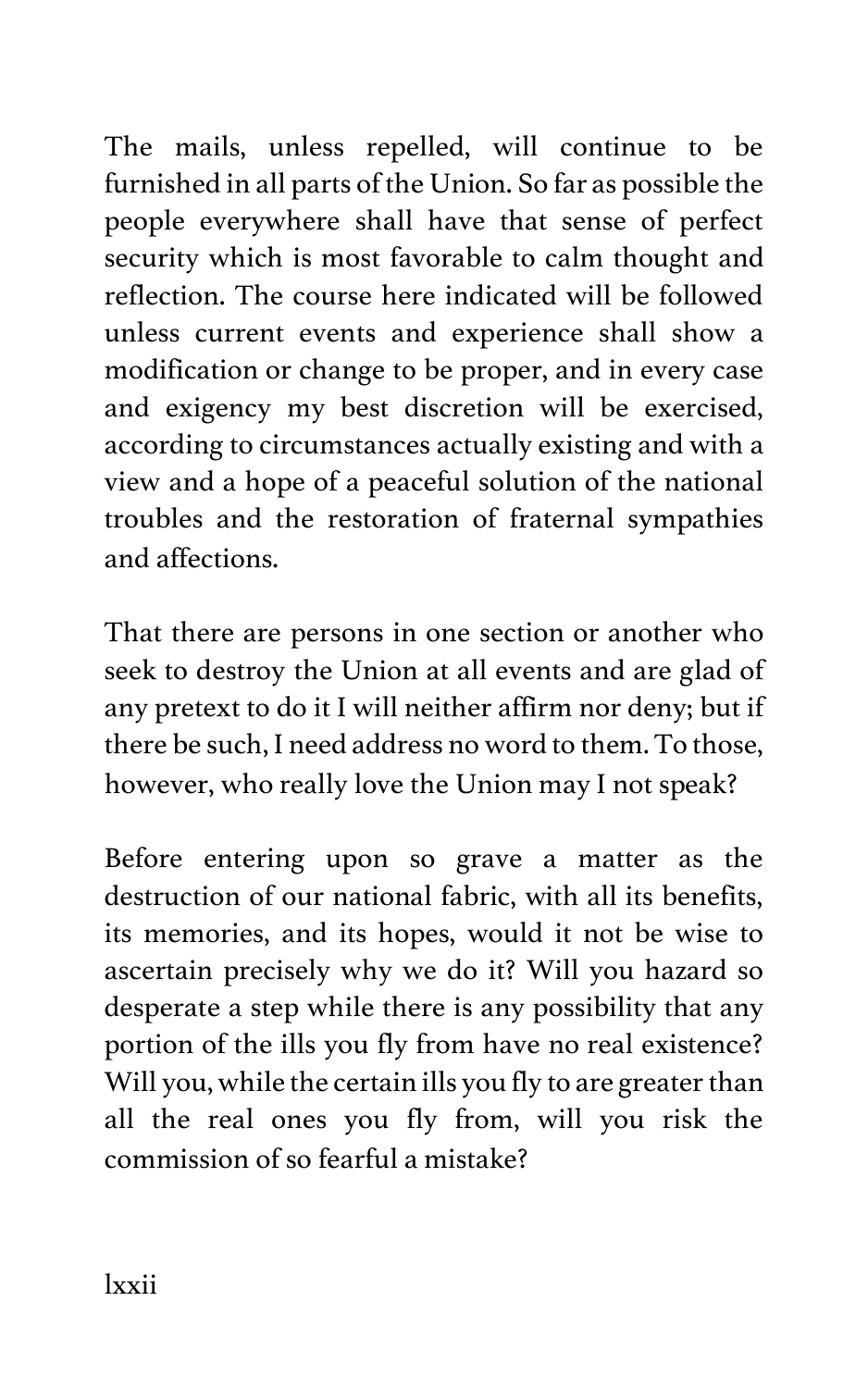The mails, unless repelled, will continue to be furnished in all parts of the Union. So far as possible the people everywhere shall have that sense of perfect security which is most favorable to calm thought and reflection. The course here indicated will be followed unless current events and experience shall show a modification or change to be proper, and in every case and exigency my best discretion will be exercised, according to circumstances actually existing and with a view and a hope of a peaceful solution of the national troubles and the restoration of fraternal sympathies and affections.

That there are persons in one section or another who seek to destroy the Union at all events and are glad of any pretext to do it I will neither affirm nor deny; but if there be such, I need address no word to them. To those, however, who really love the Union may I not speak?

Before entering upon so grave a matter as the destruction of our national fabric, with all its benefits, its memories, and its hopes, would it not be wise to ascertain precisely why we do it? Will you hazard so desperate a step while there is any possibility that any portion of the ills you fly from have no real existence? Will you, while the certain ills you fly to are greater than all the real ones you fly from, will you risk the commission of so fearful a mistake?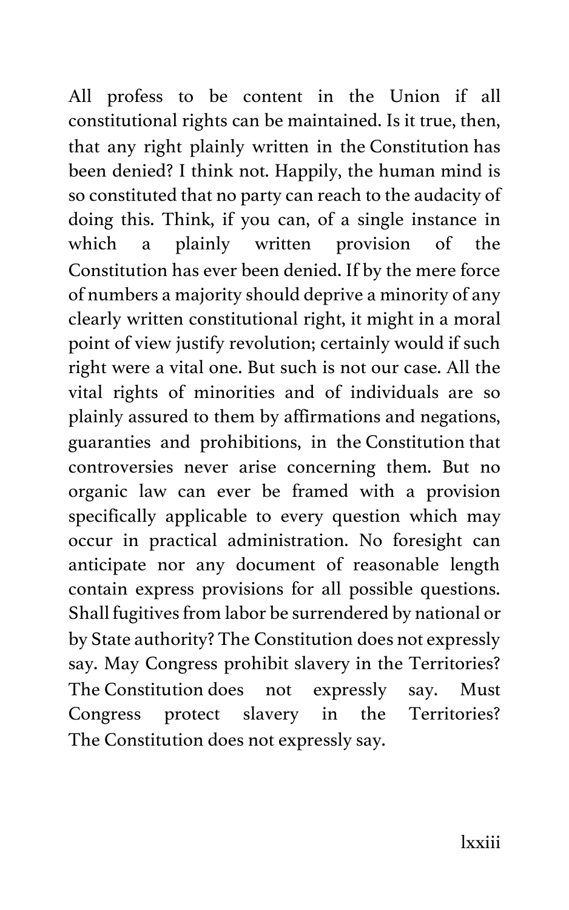All profess to be content in the Union if all constitutional rights can be maintained. Is it true, then, that any right plainly written in the Constitution has been denied? I think not. Happily, the human mind is so constituted that no party can reach to the audacity of doing this. Think, if you can, of a single instance in which a plainly written provision of the Constitution has ever been denied. If by the mere force of numbers a majority should deprive a minority of any clearly written constitutional right, it might in a moral point of view justify revolution; certainly would if such right were a vital one. But such is not our case. All the vital rights of minorities and of individuals are so plainly assured to them by affirmations and negations, guaranties and prohibitions, in the Constitution that controversies never arise concerning them. But no organic law can ever be framed with a provision specifically applicable to every question which may occur in practical administration. No foresight can anticipate nor any document of reasonable length contain express provisions for all possible questions. Shall fugitives from labor be surrendered by national or by State authority? The Constitution does not expressly say. May Congress prohibit slavery in the Territories? The Constitution does not expressly say. Must Congress protect slavery in the Territories? The Constitution does not expressly say.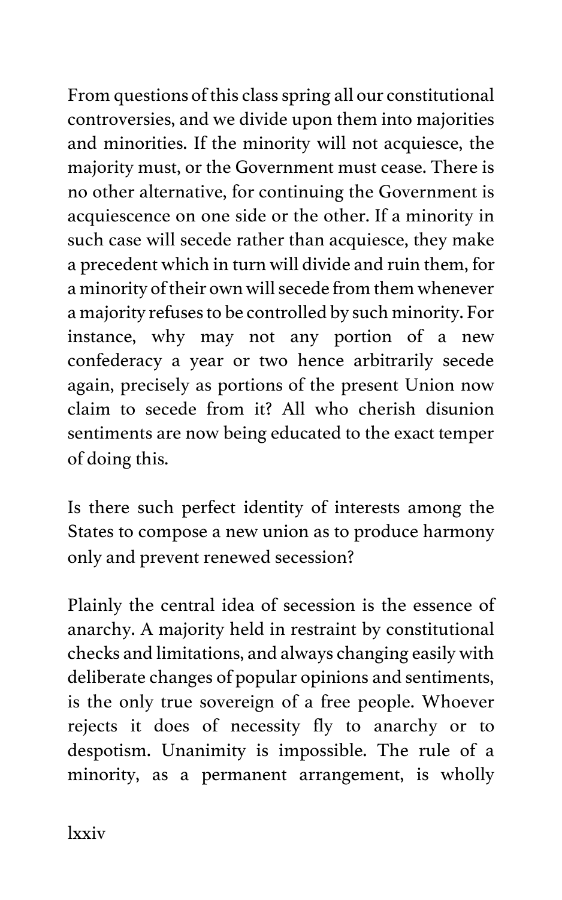From questions of this class spring all our constitutional controversies, and we divide upon them into majorities and minorities. If the minority will not acquiesce, the majority must, or the Government must cease. There is no other alternative, for continuing the Government is acquiescence on one side or the other. If a minority in such case will secede rather than acquiesce, they make a precedent which in turn will divide and ruin them, for a minority of their own will secede from them whenever a majority refuses to be controlled by such minority. For instance, why may not any portion of a new confederacy a year or two hence arbitrarily secede again, precisely as portions of the present Union now claim to secede from it? All who cherish disunion sentiments are now being educated to the exact temper of doing this.

Is there such perfect identity of interests among the States to compose a new union as to produce harmony only and prevent renewed secession?

Plainly the central idea of secession is the essence of anarchy. A majority held in restraint by constitutional checks and limitations, and always changing easily with deliberate changes of popular opinions and sentiments, is the only true sovereign of a free people. Whoever rejects it does of necessity fly to anarchy or to despotism. Unanimity is impossible. The rule of a minority, as a permanent arrangement, is wholly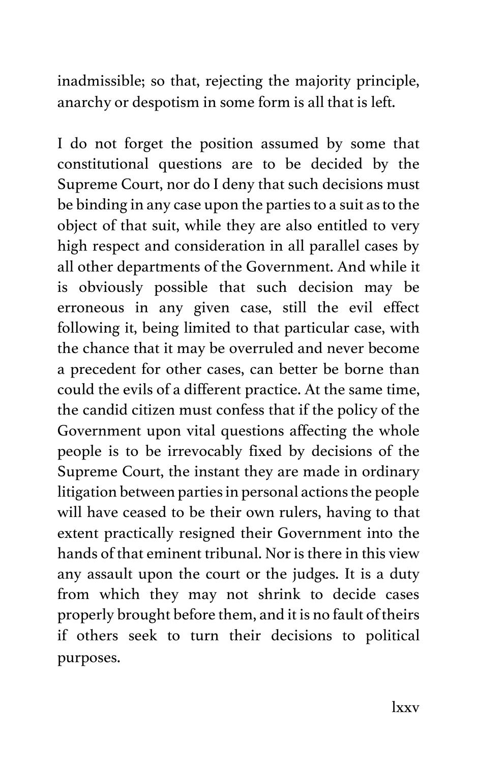inadmissible; so that, rejecting the majority principle, anarchy or despotism in some form is all that is left.

I do not forget the position assumed by some that constitutional questions are to be decided by the Supreme Court, nor do I deny that such decisions must be binding in any case upon the parties to a suit as to the object of that suit, while they are also entitled to very high respect and consideration in all parallel cases by all other departments of the Government. And while it is obviously possible that such decision may be erroneous in any given case, still the evil effect following it, being limited to that particular case, with the chance that it may be overruled and never become a precedent for other cases, can better be borne than could the evils of a different practice. At the same time, the candid citizen must confess that if the policy of the Government upon vital questions affecting the whole people is to be irrevocably fixed by decisions of the Supreme Court, the instant they are made in ordinary litigation between parties in personal actions the people will have ceased to be their own rulers, having to that extent practically resigned their Government into the hands of that eminent tribunal. Nor is there in this view any assault upon the court or the judges. It is a duty from which they may not shrink to decide cases properly brought before them, and it is no fault of theirs if others seek to turn their decisions to political purposes.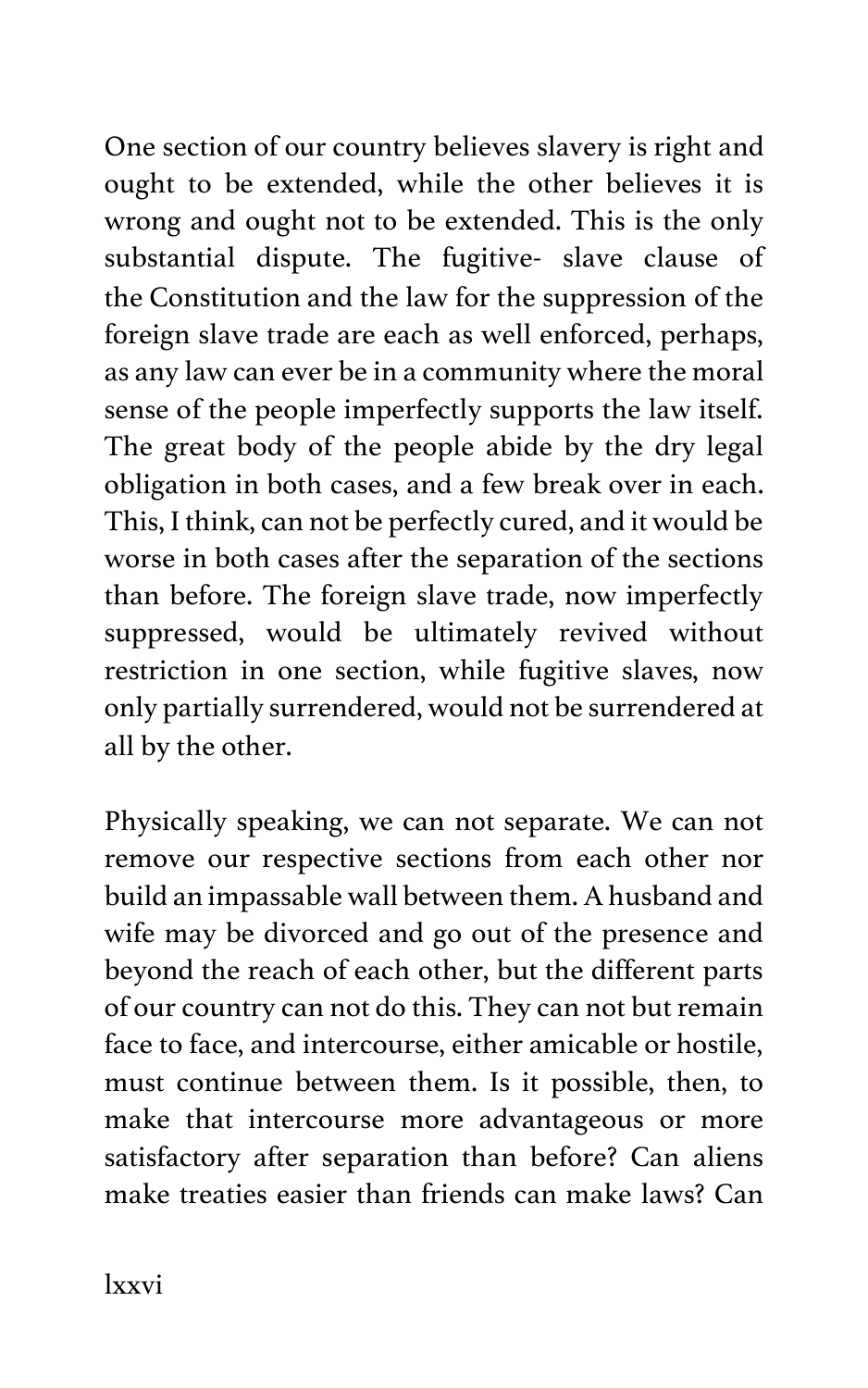One section of our country believes slavery is right and ought to be extended, while the other believes it is wrong and ought not to be extended. This is the only substantial dispute. The fugitive- slave clause of the Constitution and the law for the suppression of the foreign slave trade are each as well enforced, perhaps, as any law can ever be in a community where the moral sense of the people imperfectly supports the law itself. The great body of the people abide by the dry legal obligation in both cases, and a few break over in each. This, I think, can not be perfectly cured, and it would be worse in both cases after the separation of the sections than before. The foreign slave trade, now imperfectly suppressed, would be ultimately revived without restriction in one section, while fugitive slaves, now only partially surrendered, would not be surrendered at all by the other.

Physically speaking, we can not separate. We can not remove our respective sections from each other nor build an impassable wall between them. A husband and wife may be divorced and go out of the presence and beyond the reach of each other, but the different parts of our country can not do this. They can not but remain face to face, and intercourse, either amicable or hostile, must continue between them. Is it possible, then, to make that intercourse more advantageous or more satisfactory after separation than before? Can aliens make treaties easier than friends can make laws? Can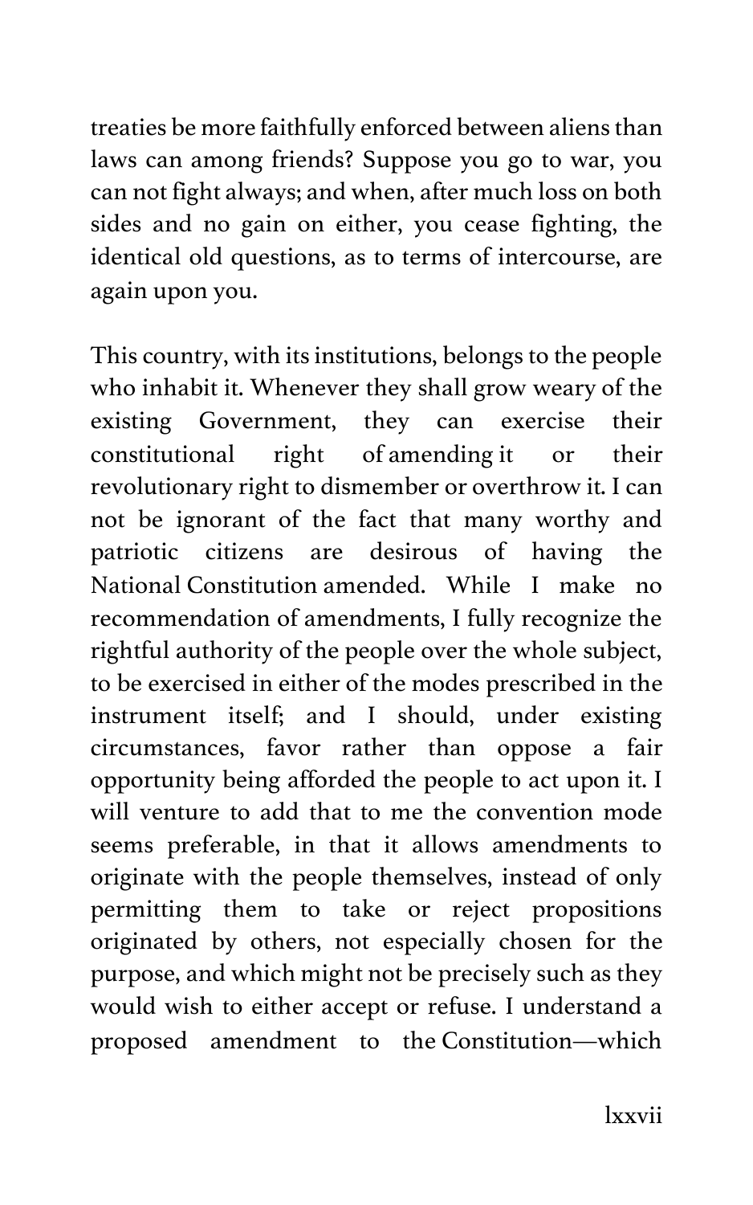treaties be more faithfully enforced between aliens than laws can among friends? Suppose you go to war, you can not fight always; and when, after much loss on both sides and no gain on either, you cease fighting, the identical old questions, as to terms of intercourse, are again upon you.

This country, with its institutions, belongs to the people who inhabit it. Whenever they shall grow weary of the existing Government, they can exercise their constitutional right of amending it or their revolutionary right to dismember or overthrow it. I can not be ignorant of the fact that many worthy and patriotic citizens are desirous of having the National Constitution amended. While I make no recommendation of amendments, I fully recognize the rightful authority of the people over the whole subject, to be exercised in either of the modes prescribed in the instrument itself; and I should, under existing circumstances, favor rather than oppose a fair opportunity being afforded the people to act upon it. I will venture to add that to me the convention mode seems preferable, in that it allows amendments to originate with the people themselves, instead of only permitting them to take or reject propositions originated by others, not especially chosen for the purpose, and which might not be precisely such as they would wish to either accept or refuse. I understand a proposed amendment to the Constitution—which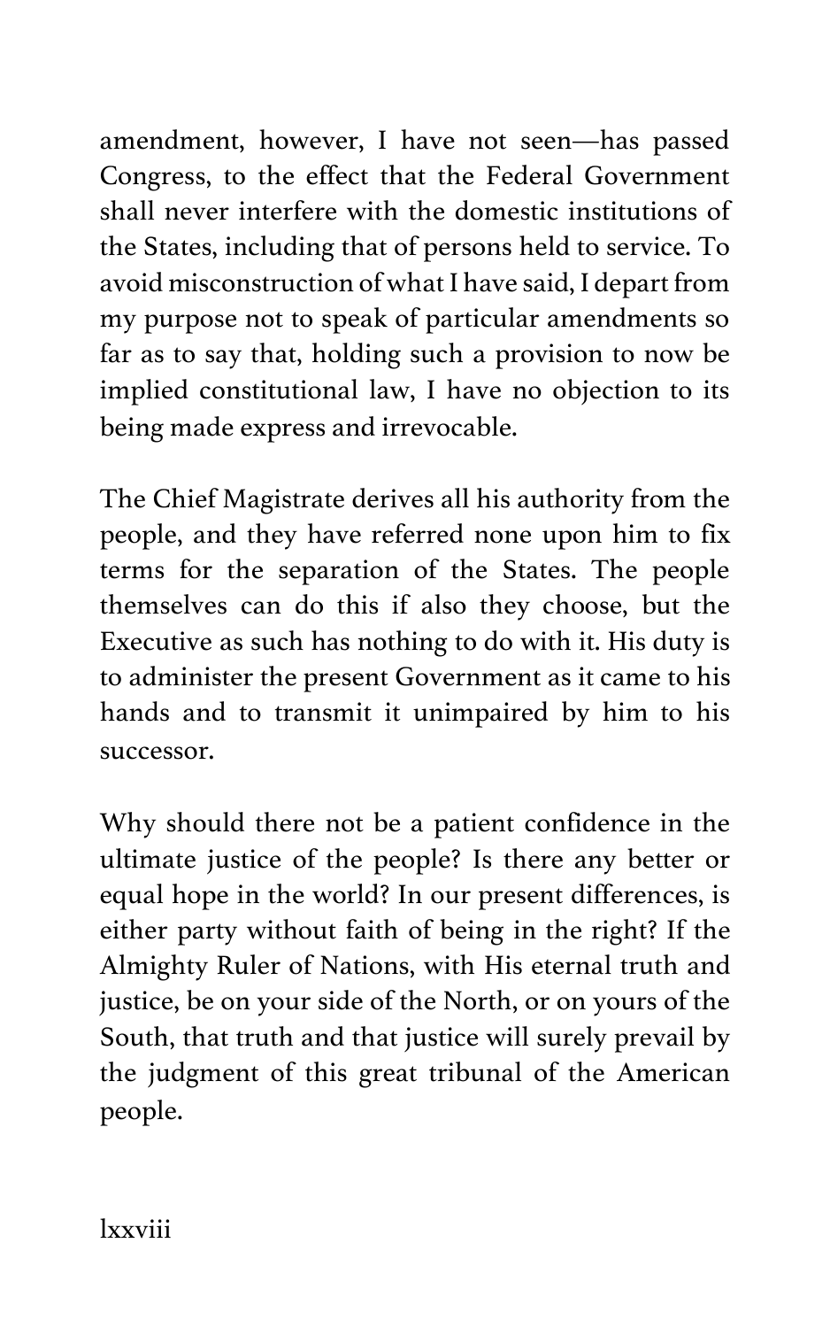amendment, however, I have not seen—has passed Congress, to the effect that the Federal Government shall never interfere with the domestic institutions of the States, including that of persons held to service. To avoid misconstruction of what I have said, I depart from my purpose not to speak of particular amendments so far as to say that, holding such a provision to now be implied constitutional law, I have no objection to its being made express and irrevocable.

The Chief Magistrate derives all his authority from the people, and they have referred none upon him to fix terms for the separation of the States. The people themselves can do this if also they choose, but the Executive as such has nothing to do with it. His duty is to administer the present Government as it came to his hands and to transmit it unimpaired by him to his successor.

Why should there not be a patient confidence in the ultimate justice of the people? Is there any better or equal hope in the world? In our present differences, is either party without faith of being in the right? If the Almighty Ruler of Nations, with His eternal truth and justice, be on your side of the North, or on yours of the South, that truth and that justice will surely prevail by the judgment of this great tribunal of the American people.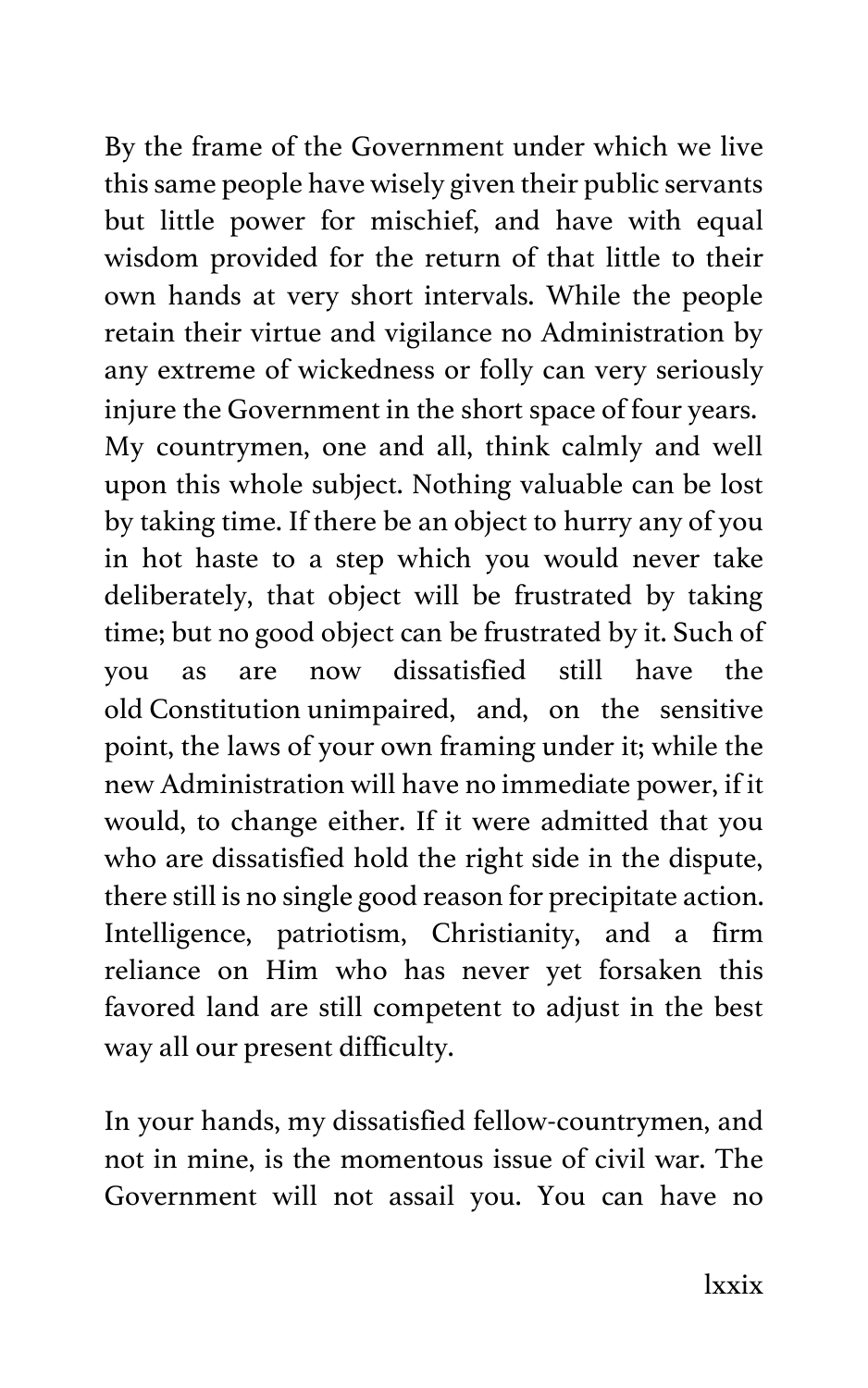By the frame of the Government under which we live this same people have wisely given their public servants but little power for mischief, and have with equal wisdom provided for the return of that little to their own hands at very short intervals. While the people retain their virtue and vigilance no Administration by any extreme of wickedness or folly can very seriously injure the Government in the short space of four years. My countrymen, one and all, think calmly and well upon this whole subject. Nothing valuable can be lost by taking time. If there be an object to hurry any of you in hot haste to a step which you would never take deliberately, that object will be frustrated by taking time; but no good object can be frustrated by it. Such of you as are now dissatisfied still have the old Constitution unimpaired, and, on the sensitive point, the laws of your own framing under it; while the new Administration will have no immediate power, if it would, to change either. If it were admitted that you who are dissatisfied hold the right side in the dispute, there still is no single good reason for precipitate action. Intelligence, patriotism, Christianity, and a firm reliance on Him who has never yet forsaken this favored land are still competent to adjust in the best way all our present difficulty.

In your hands, my dissatisfied fellow-countrymen, and not in mine, is the momentous issue of civil war. The Government will not assail you. You can have no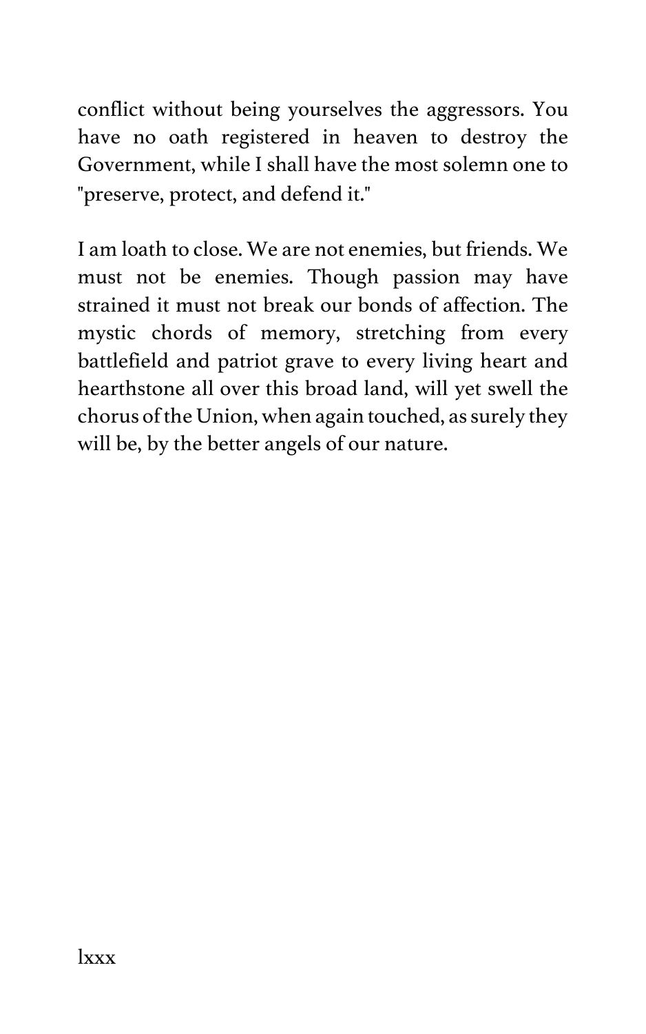conflict without being yourselves the aggressors. You have no oath registered in heaven to destroy the Government, while I shall have the most solemn one to "preserve, protect, and defend it."

I am loath to close. We are not enemies, but friends. We must not be enemies. Though passion may have strained it must not break our bonds of affection. The mystic chords of memory, stretching from every battlefield and patriot grave to every living heart and hearthstone all over this broad land, will yet swell the chorus of the Union, when again touched, as surely they will be, by the better angels of our nature.